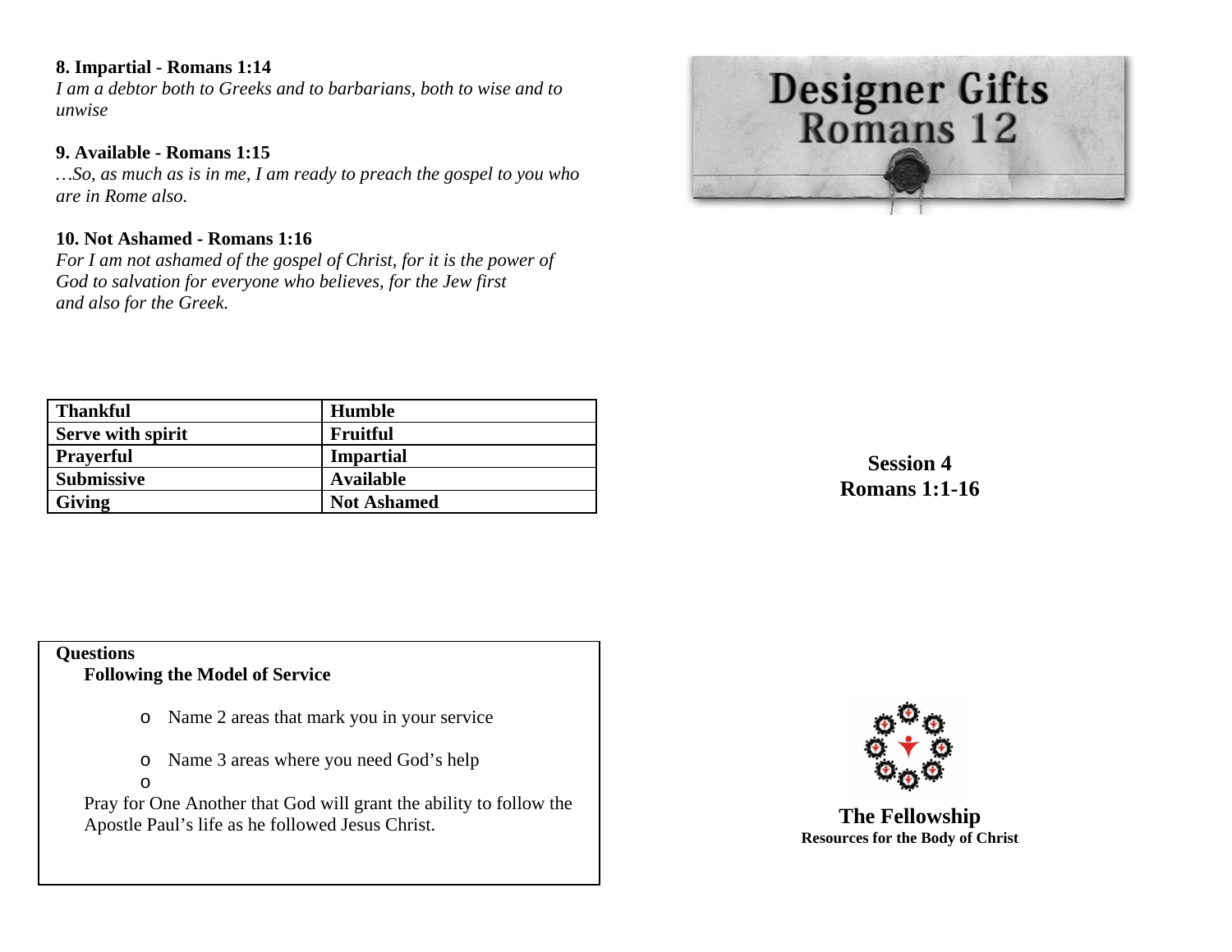**8. Impartial - Romans 1:14**
*I am a debtor both to Greeks and to barbarians, both to wise and to unwise*

**9. Available - Romans 1:15**
*…So, as much as is in me, I am ready to preach the gospel to you who are in Rome also.*

**10. Not Ashamed - Romans 1:16**
*For I am not ashamed of the gospel of Christ, for it is the power of God to salvation for everyone who believes, for the Jew first and also for the Greek.*

| Thankful | Humble |
|---|---|
| Serve with spirit | Fruitful |
| Prayerful | Impartial |
| Submissive | Available |
| Giving | Not Ashamed |

**Questions**

**Following the Model of Service**

- Name 2 areas that mark you in your service
- Name 3 areas where you need God's help
-

Pray for One Another that God will grant the ability to follow the Apostle Paul's life as he followed Jesus Christ.

# Designer Gifts
# Romans 12

**Session 4**
**Romans 1:1-16**

**The Fellowship**
**Resources for the Body of Christ**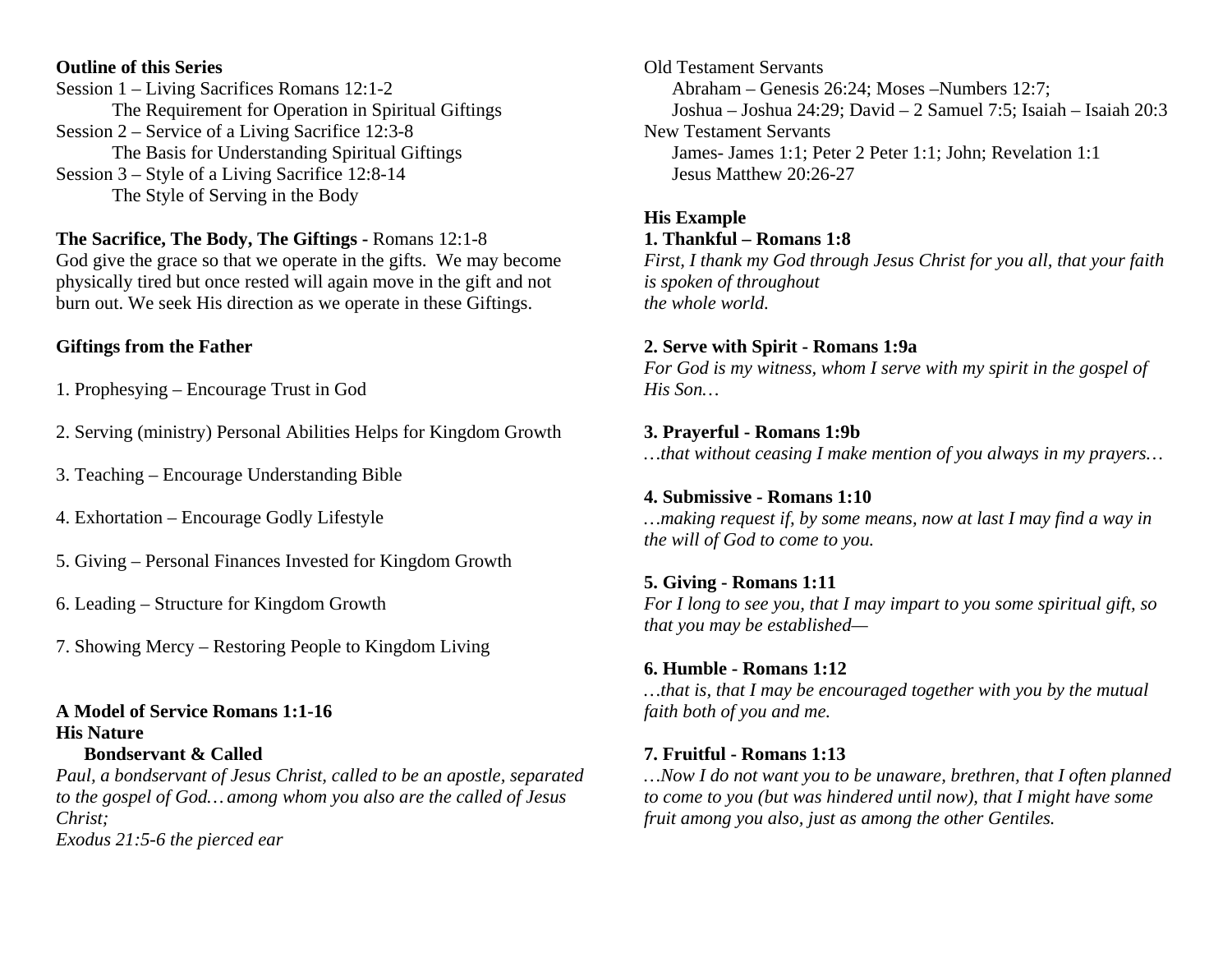**Outline of this Series**

Session 1 – Living Sacrifices Romans 12:1-2
The Requirement for Operation in Spiritual Giftings

Session 2 – Service of a Living Sacrifice 12:3-8
The Basis for Understanding Spiritual Giftings

Session 3 – Style of a Living Sacrifice 12:8-14
The Style of Serving in the Body

**The Sacrifice, The Body, The Giftings -** Romans 12:1-8

God give the grace so that we operate in the gifts. We may become physically tired but once rested will again move in the gift and not burn out. We seek His direction as we operate in these Giftings.

**Giftings from the Father**

1. Prophesying – Encourage Trust in God

2. Serving (ministry) Personal Abilities Helps for Kingdom Growth

3. Teaching – Encourage Understanding Bible

4. Exhortation – Encourage Godly Lifestyle

5. Giving – Personal Finances Invested for Kingdom Growth

6. Leading – Structure for Kingdom Growth

7. Showing Mercy – Restoring People to Kingdom Living

**A Model of Service Romans 1:1-16**

**His Nature**

**Bondservant & Called**

*Paul, a bondservant of Jesus Christ, called to be an apostle, separated to the gospel of God… among whom you also are the called of Jesus Christ;*

*Exodus 21:5-6 the pierced ear*

Old Testament Servants

Abraham – Genesis 26:24; Moses –Numbers 12:7;
Joshua – Joshua 24:29; David – 2 Samuel 7:5; Isaiah – Isaiah 20:3

New Testament Servants

James- James 1:1; Peter 2 Peter 1:1; John; Revelation 1:1
Jesus Matthew 20:26-27

**His Example**

**1. Thankful – Romans 1:8**

*First, I thank my God through Jesus Christ for you all, that your faith is spoken of throughout the whole world.*

**2. Serve with Spirit - Romans 1:9a**

*For God is my witness, whom I serve with my spirit in the gospel of His Son…*

**3. Prayerful - Romans 1:9b**

*…that without ceasing I make mention of you always in my prayers…*

**4. Submissive - Romans 1:10**

*…making request if, by some means, now at last I may find a way in the will of God to come to you.*

**5. Giving - Romans 1:11**

*For I long to see you, that I may impart to you some spiritual gift, so that you may be established—*

**6. Humble - Romans 1:12**

*…that is, that I may be encouraged together with you by the mutual faith both of you and me.*

**7. Fruitful - Romans 1:13**

*…Now I do not want you to be unaware, brethren, that I often planned to come to you (but was hindered until now), that I might have some fruit among you also, just as among the other Gentiles.*